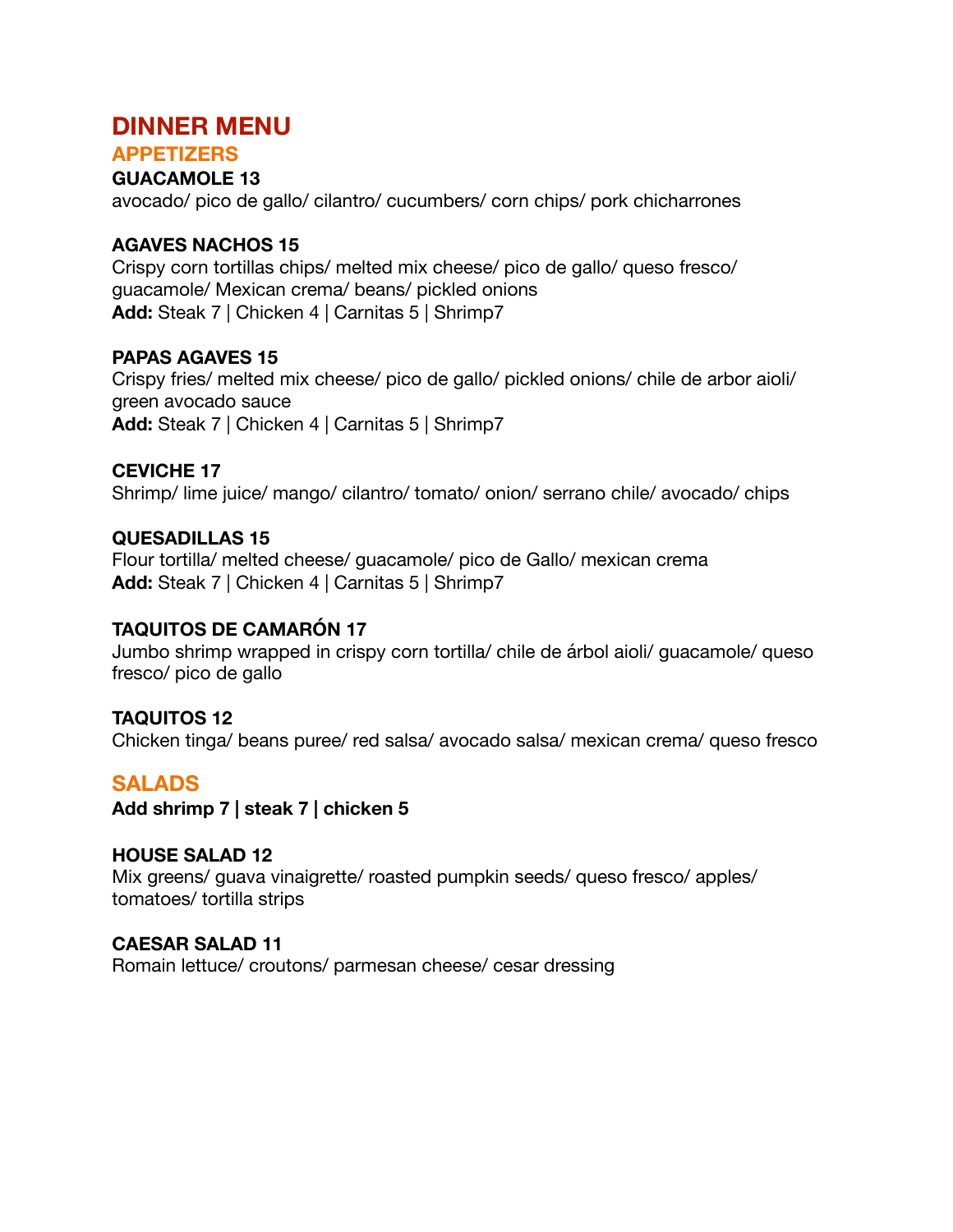# DINNER MENU

## APPETIZERS

**GUACAMOLE 13**
avocado/ pico de gallo/ cilantro/ cucumbers/ corn chips/ pork chicharrones

**AGAVES NACHOS 15**
Crispy corn tortillas chips/ melted mix cheese/ pico de gallo/ queso fresco/ guacamole/ Mexican crema/ beans/ pickled onions
**Add:** Steak 7 | Chicken 4 | Carnitas 5 | Shrimp7

**PAPAS AGAVES 15**
Crispy fries/ melted mix cheese/ pico de gallo/ pickled onions/ chile de arbor aioli/ green avocado sauce
**Add:** Steak 7 | Chicken 4 | Carnitas 5 | Shrimp7

**CEVICHE 17**
Shrimp/ lime juice/ mango/ cilantro/ tomato/ onion/ serrano chile/ avocado/ chips

**QUESADILLAS 15**
Flour tortilla/ melted cheese/ guacamole/ pico de Gallo/ mexican crema
**Add:** Steak 7 | Chicken 4 | Carnitas 5 | Shrimp7

**TAQUITOS DE CAMARÓN 17**
Jumbo shrimp wrapped in crispy corn tortilla/ chile de árbol aioli/ guacamole/ queso fresco/ pico de gallo

**TAQUITOS 12**
Chicken tinga/ beans puree/ red salsa/ avocado salsa/ mexican crema/ queso fresco

## SALADS

**Add shrimp 7 | steak 7 | chicken 5**

**HOUSE SALAD 12**
Mix greens/ guava vinaigrette/ roasted pumpkin seeds/ queso fresco/ apples/ tomatoes/ tortilla strips

**CAESAR SALAD 11**
Romain lettuce/ croutons/ parmesan cheese/ cesar dressing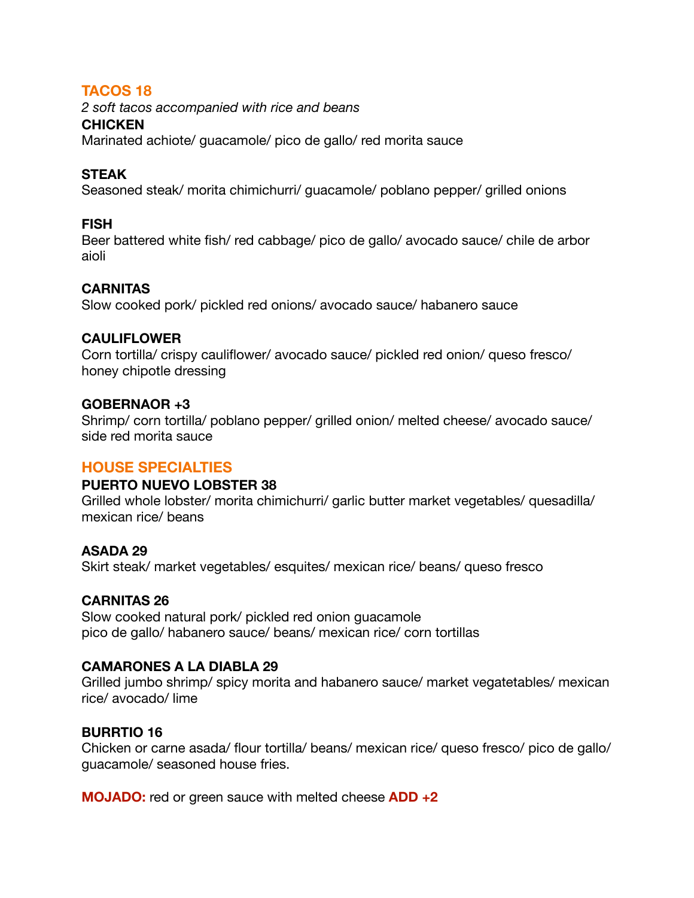## TACOS 18

*2 soft tacos accompanied with rice and beans*

**CHICKEN**
Marinated achiote/ guacamole/ pico de gallo/ red morita sauce

**STEAK**
Seasoned steak/ morita chimichurri/ guacamole/ poblano pepper/ grilled onions

**FISH**
Beer battered white fish/ red cabbage/ pico de gallo/ avocado sauce/ chile de arbor aioli

**CARNITAS**
Slow cooked pork/ pickled red onions/ avocado sauce/ habanero sauce

**CAULIFLOWER**
Corn tortilla/ crispy cauliflower/ avocado sauce/ pickled red onion/ queso fresco/ honey chipotle dressing

**GOBERNAOR +3**
Shrimp/ corn tortilla/ poblano pepper/ grilled onion/ melted cheese/ avocado sauce/ side red morita sauce

## HOUSE SPECIALTIES

**PUERTO NUEVO LOBSTER 38**
Grilled whole lobster/ morita chimichurri/ garlic butter market vegetables/ quesadilla/ mexican rice/ beans

**ASADA 29**
Skirt steak/ market vegetables/ esquites/ mexican rice/ beans/ queso fresco

**CARNITAS 26**
Slow cooked natural pork/ pickled red onion guacamole
pico de gallo/ habanero sauce/ beans/ mexican rice/ corn tortillas

**CAMARONES A LA DIABLA 29**
Grilled jumbo shrimp/ spicy morita and habanero sauce/ market vegatetables/ mexican rice/ avocado/ lime

**BURRTIO 16**
Chicken or carne asada/ flour tortilla/ beans/ mexican rice/ queso fresco/ pico de gallo/ guacamole/ seasoned house fries.

**MOJADO:** red or green sauce with melted cheese **ADD +2**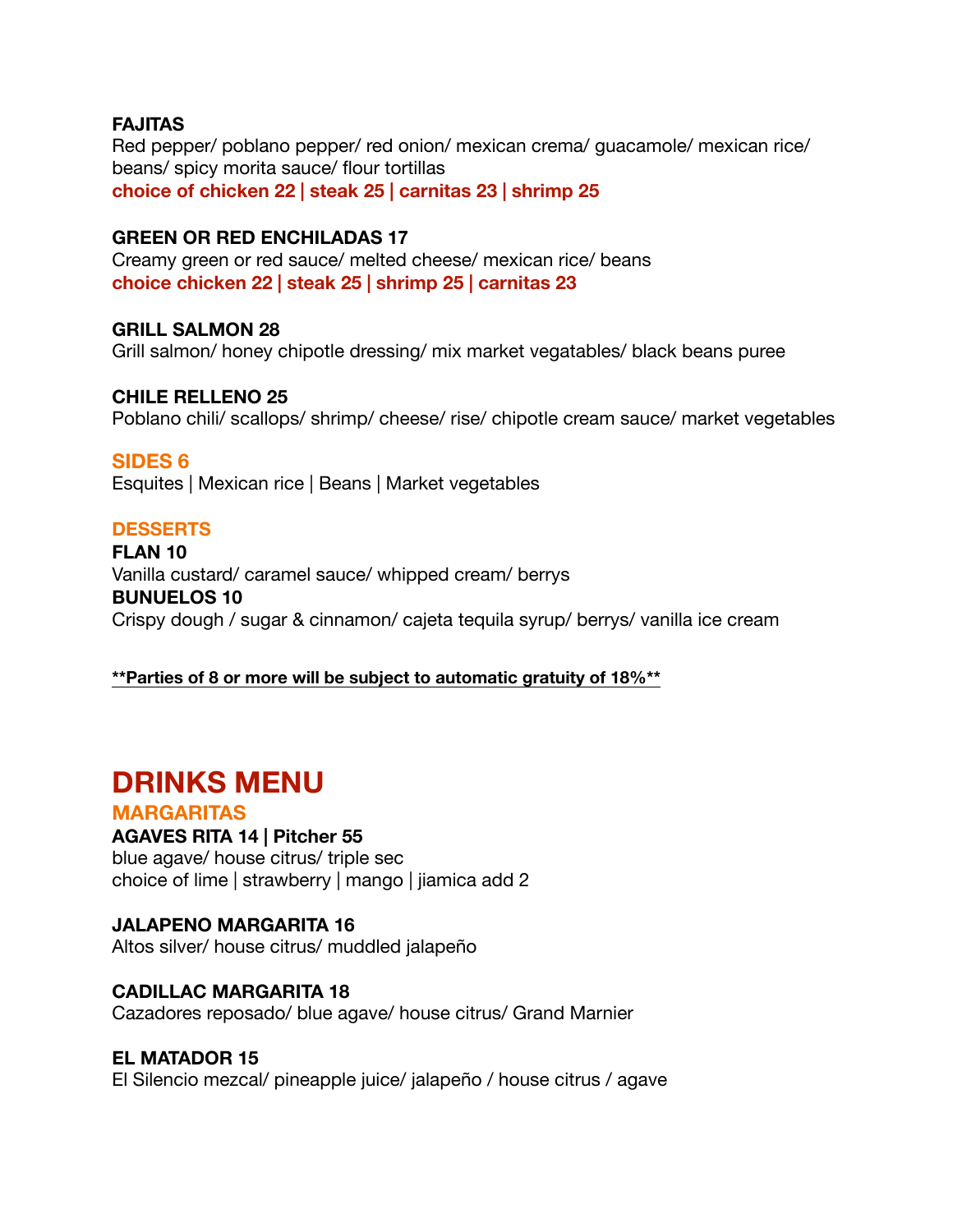**FAJITAS**
Red pepper/ poblano pepper/ red onion/ mexican crema/ guacamole/ mexican rice/ beans/ spicy morita sauce/ flour tortillas
**choice of chicken 22 | steak 25 | carnitas 23 | shrimp 25**

**GREEN OR RED ENCHILADAS 17**
Creamy green or red sauce/ melted cheese/ mexican rice/ beans
**choice chicken 22 | steak 25 | shrimp 25 | carnitas 23**

**GRILL SALMON 28**
Grill salmon/ honey chipotle dressing/ mix market vegatables/ black beans puree

**CHILE RELLENO 25**
Poblano chili/ scallops/ shrimp/ cheese/ rise/ chipotle cream sauce/ market vegetables

## SIDES 6

Esquites | Mexican rice | Beans | Market vegetables

## DESSERTS

**FLAN 10**
Vanilla custard/ caramel sauce/ whipped cream/ berrys

**BUNUELOS 10**
Crispy dough / sugar & cinnamon/ cajeta tequila syrup/ berrys/ vanilla ice cream

**\*\*Parties of 8 or more will be subject to automatic gratuity of 18%\*\***

# DRINKS MENU

## MARGARITAS

**AGAVES RITA 14 | Pitcher 55**
blue agave/ house citrus/ triple sec
choice of lime | strawberry | mango | jiamica add 2

**JALAPENO MARGARITA 16**
Altos silver/ house citrus/ muddled jalapeño

**CADILLAC MARGARITA 18**
Cazadores reposado/ blue agave/ house citrus/ Grand Marnier

**EL MATADOR 15**
El Silencio mezcal/ pineapple juice/ jalapeño / house citrus / agave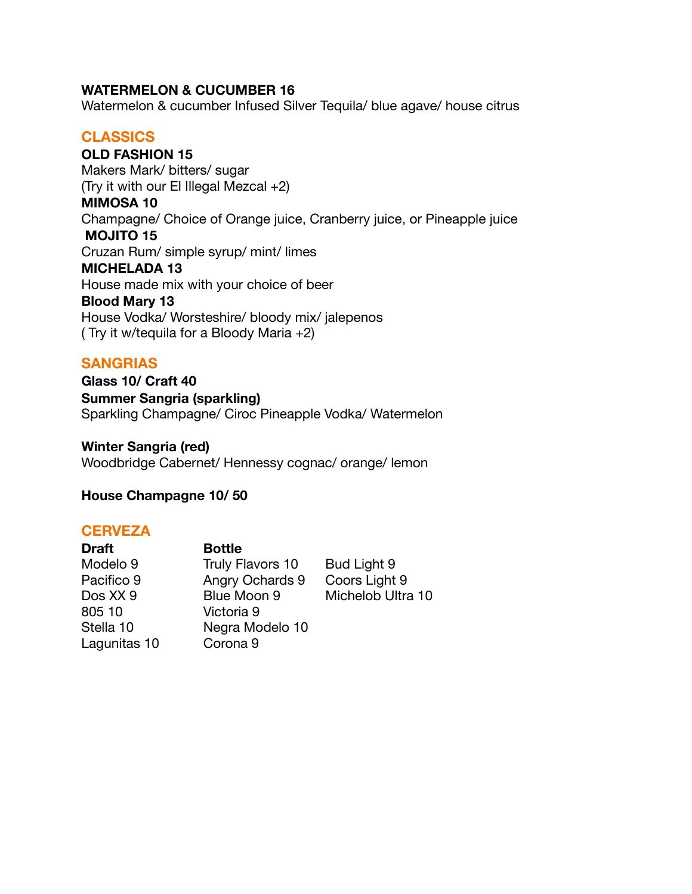**WATERMELON & CUCUMBER 16**
Watermelon & cucumber Infused Silver Tequila/ blue agave/ house citrus

## CLASSICS

**OLD FASHION 15**
Makers Mark/ bitters/ sugar
(Try it with our El Illegal Mezcal +2)

**MIMOSA 10**
Champagne/ Choice of Orange juice, Cranberry juice, or Pineapple juice

**MOJITO 15**
Cruzan Rum/ simple syrup/ mint/ limes

**MICHELADA 13**
House made mix with your choice of beer

**Blood Mary 13**
House Vodka/ Worsteshire/ bloody mix/ jalepenos
( Try it w/tequila for a Bloody Maria +2)

## SANGRIAS

**Glass 10/ Craft 40**

**Summer Sangria (sparkling)**
Sparkling Champagne/ Ciroc Pineapple Vodka/ Watermelon

**Winter Sangria (red)**
Woodbridge Cabernet/ Hennessy cognac/ orange/ lemon

**House Champagne 10/ 50**

## CERVEZA

| Draft | Bottle | |
|---|---|---|
| Modelo 9 | Truly Flavors 10 | Bud Light 9 |
| Pacifico 9 | Angry Ochards 9 | Coors Light 9 |
| Dos XX 9 | Blue Moon 9 | Michelob Ultra 10 |
| 805 10 | Victoria 9 | |
| Stella 10 | Negra Modelo 10 | |
| Lagunitas 10 | Corona 9 | |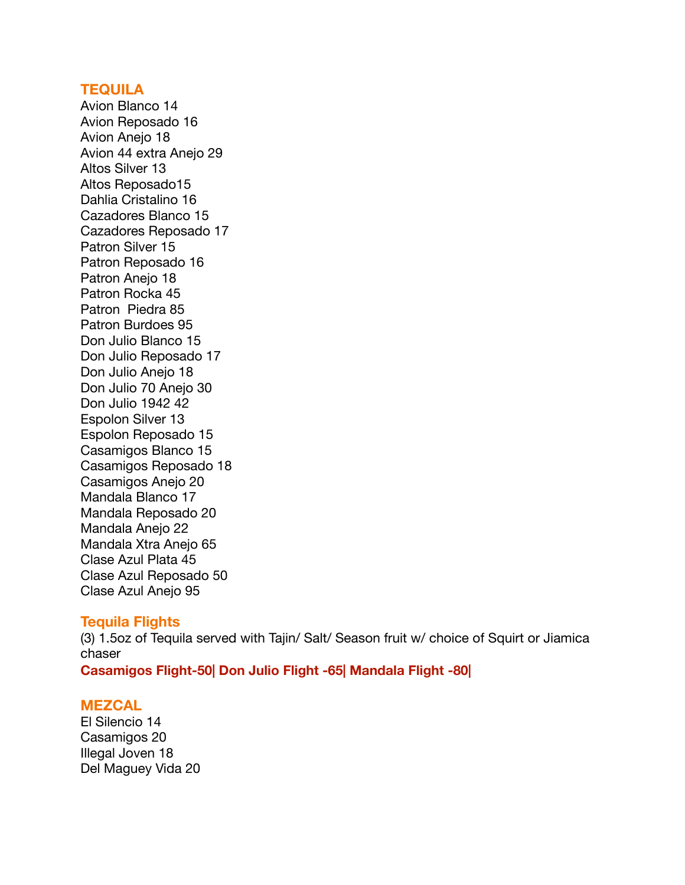## TEQUILA

Avion Blanco 14
Avion Reposado 16
Avion Anejo 18
Avion 44 extra Anejo 29
Altos Silver 13
Altos Reposado15
Dahlia Cristalino 16
Cazadores Blanco 15
Cazadores Reposado 17
Patron Silver 15
Patron Reposado 16
Patron Anejo 18
Patron Rocka 45
Patron  Piedra 85
Patron Burdoes 95
Don Julio Blanco 15
Don Julio Reposado 17
Don Julio Anejo 18
Don Julio 70 Anejo 30
Don Julio 1942 42
Espolon Silver 13
Espolon Reposado 15
Casamigos Blanco 15
Casamigos Reposado 18
Casamigos Anejo 20
Mandala Blanco 17
Mandala Reposado 20
Mandala Anejo 22
Mandala Xtra Anejo 65
Clase Azul Plata 45
Clase Azul Reposado 50
Clase Azul Anejo 95

## Tequila Flights

(3) 1.5oz of Tequila served with Tajin/ Salt/ Season fruit w/ choice of Squirt or Jiamica chaser

**Casamigos Flight-50| Don Julio Flight -65| Mandala Flight -80|**

## MEZCAL

El Silencio 14
Casamigos 20
Illegal Joven 18
Del Maguey Vida 20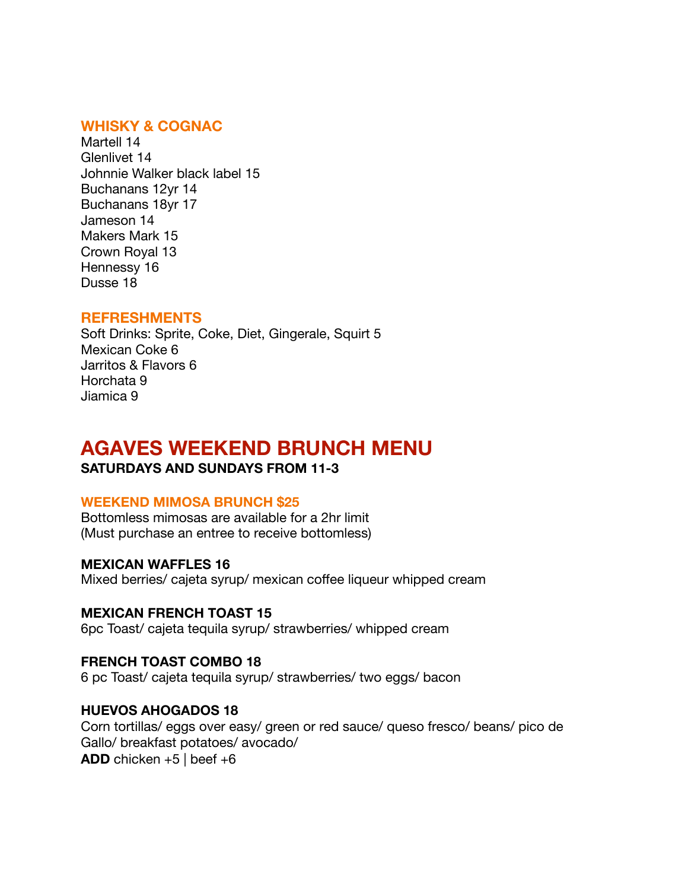### WHISKY & COGNAC

Martell 14
Glenlivet 14
Johnnie Walker black label 15
Buchanans 12yr 14
Buchanans 18yr 17
Jameson 14
Makers Mark 15
Crown Royal 13
Hennessy 16
Dusse 18

### REFRESHMENTS

Soft Drinks: Sprite, Coke, Diet, Gingerale, Squirt 5
Mexican Coke 6
Jarritos & Flavors 6
Horchata 9
Jiamica 9

# AGAVES WEEKEND BRUNCH MENU

**SATURDAYS AND SUNDAYS FROM 11-3**

### WEEKEND MIMOSA BRUNCH $25

Bottomless mimosas are available for a 2hr limit
(Must purchase an entree to receive bottomless)

**MEXICAN WAFFLES 16**
Mixed berries/ cajeta syrup/ mexican coffee liqueur whipped cream

**MEXICAN FRENCH TOAST 15**
6pc Toast/ cajeta tequila syrup/ strawberries/ whipped cream

**FRENCH TOAST COMBO 18**
6 pc Toast/ cajeta tequila syrup/ strawberries/ two eggs/ bacon

**HUEVOS AHOGADOS 18**
Corn tortillas/ eggs over easy/ green or red sauce/ queso fresco/ beans/ pico de Gallo/ breakfast potatoes/ avocado/
**ADD** chicken +5 | beef +6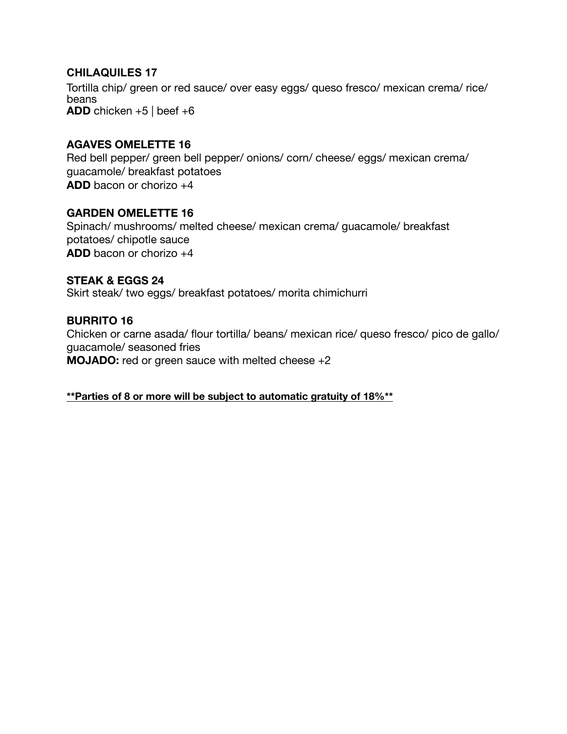**CHILAQUILES 17**
Tortilla chip/ green or red sauce/ over easy eggs/ queso fresco/ mexican crema/ rice/ beans
**ADD** chicken +5 | beef +6

**AGAVES OMELETTE 16**
Red bell pepper/ green bell pepper/ onions/ corn/ cheese/ eggs/ mexican crema/ guacamole/ breakfast potatoes
**ADD** bacon or chorizo +4

**GARDEN OMELETTE 16**
Spinach/ mushrooms/ melted cheese/ mexican crema/ guacamole/ breakfast potatoes/ chipotle sauce
**ADD** bacon or chorizo +4

**STEAK & EGGS 24**
Skirt steak/ two eggs/ breakfast potatoes/ morita chimichurri

**BURRITO 16**
Chicken or carne asada/ flour tortilla/ beans/ mexican rice/ queso fresco/ pico de gallo/ guacamole/ seasoned fries
**MOJADO:** red or green sauce with melted cheese +2

**<u>**Parties of 8 or more will be subject to automatic gratuity of 18%**</u>**